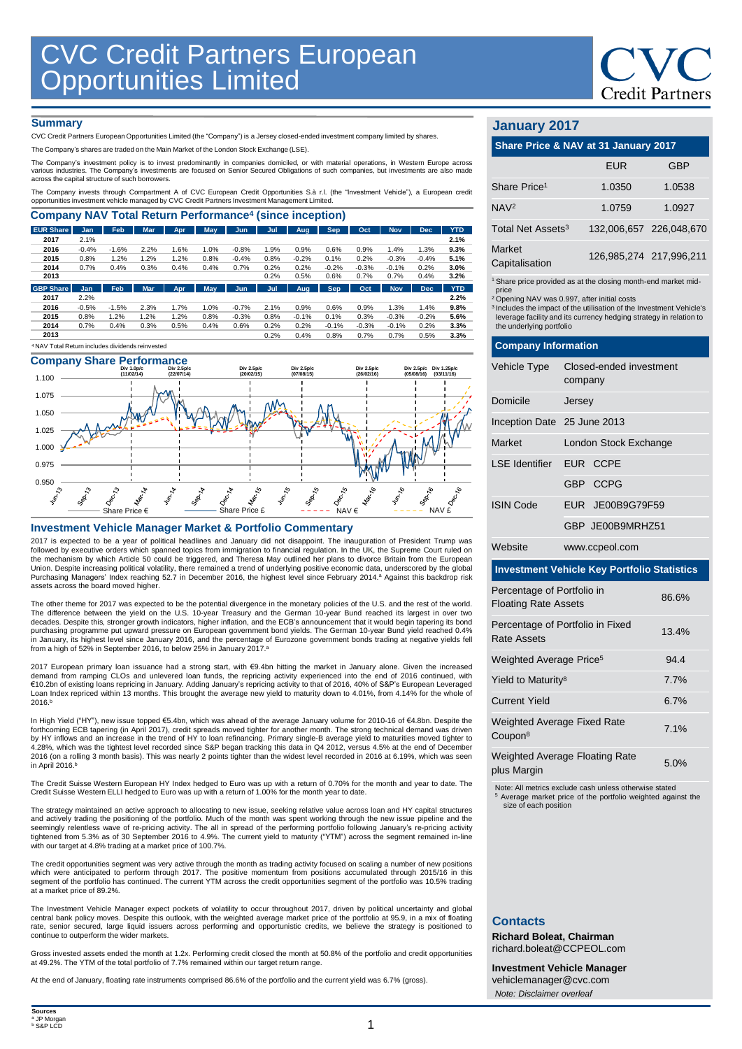# CVC Credit Partners European Opportunities Limited

## Summary

CVC Credit Partners European Opportunities Limited (the "Company") is a Jersey closed-ended investment company limited by shares.

The Company's shares are traded on the Main Market of the London Stock Exchange (LSE).

The Company's investment policy is to invest predominantly in companies domiciled, or with material operations, in Western Europe across various industries. The Company's investments are focused on Senior Secured Obligations of such companies, but investments are also made across the capital structure of such borrowers.

The Company invests through Compartment A of CVC European Credit Opportunities S.à r.l. (the "Investment Vehicle"), a European credit opportunities investment vehicle managed by CVC Credit Partners Investment Management Limited.

## Company NAV Total Return Performance[4] (since inception)

| EUR Share | Jan | Feb | Mar | Apr | May | Jun | Jul | Aug | Sep | Oct | Nov | Dec | YTD |
|---|---|---|---|---|---|---|---|---|---|---|---|---|---|
| 2017 | 2.1% | | | | | | | | | | | | **2.1%** |
| 2016 | -0.4% | -1.6% | 2.2% | 1.6% | 1.0% | -0.8% | 1.9% | 0.9% | 0.6% | 0.9% | 1.4% | 1.3% | **9.3%** |
| 2015 | 0.8% | 1.2% | 1.2% | 1.2% | 0.8% | -0.4% | 0.8% | -0.2% | 0.1% | 0.2% | -0.3% | -0.4% | **5.1%** |
| 2014 | 0.7% | 0.4% | 0.3% | 0.4% | 0.4% | 0.7% | 0.2% | 0.2% | -0.2% | -0.3% | -0.1% | 0.2% | **3.0%** |
| 2013 | | | | | | | 0.2% | 0.5% | 0.6% | 0.7% | 0.7% | 0.4% | **3.2%** |

| GBP Share | Jan | Feb | Mar | Apr | May | Jun | Jul | Aug | Sep | Oct | Nov | Dec | YTD |
|---|---|---|---|---|---|---|---|---|---|---|---|---|---|
| 2017 | 2.2% | | | | | | | | | | | | **2.2%** |
| 2016 | -0.5% | -1.5% | 2.3% | 1.7% | 1.0% | -0.7% | 2.1% | 0.9% | 0.6% | 0.9% | 1.3% | 1.4% | **9.8%** |
| 2015 | 0.8% | 1.2% | 1.2% | 1.2% | 0.8% | -0.3% | 0.8% | -0.1% | 0.1% | 0.3% | -0.3% | -0.2% | **5.6%** |
| 2014 | 0.7% | 0.4% | 0.3% | 0.5% | 0.4% | 0.6% | 0.2% | 0.2% | -0.1% | -0.3% | -0.1% | 0.2% | **3.3%** |
| 2013 | | | | | | | 0.2% | 0.4% | 0.8% | 0.7% | 0.7% | 0.5% | **3.3%** |

[4] NAV Total Return includes dividends reinvested

## Company Share Performance

Div 1.0p/c (11/02/14); Div 2.5p/c (22/07/14); Div 2.5p/c (20/02/15); Div 2.5p/c (07/08/15); Div 2.5p/c (26/02/16); Div 2.5p/c (05/08/16); Div 1.25p/c (03/11/16)

Share Price € — Share Price £ — NAV € — NAV £

## Investment Vehicle Manager Market & Portfolio Commentary

2017 is expected to be a year of political headlines and January did not disappoint. The inauguration of President Trump was followed by executive orders which spanned topics from immigration to financial regulation. In the UK, the Supreme Court ruled on the mechanism by which Article 50 could be triggered, and Theresa May outlined her plans to divorce Britain from the European Union. Despite increasing political volatility, there remained a trend of underlying positive economic data, underscored by the global Purchasing Managers' Index reaching 52.7 in December 2016, the highest level since February 2014.[a] Against this backdrop risk assets across the board moved higher.

The other theme for 2017 was expected to be the potential divergence in the monetary policies of the U.S. and the rest of the world. The difference between the yield on the U.S. 10-year Treasury and the German 10-year Bund reached its largest in over two decades. Despite this, stronger growth indicators, higher inflation, and the ECB's announcement that it would begin tapering its bond purchasing programme put upward pressure on European government bond yields. The German 10-year Bund yield reached 0.4% in January, its highest level since January 2016, and the percentage of Eurozone government bonds trading at negative yields fell from a high of 52% in September 2016, to below 25% in January 2017.[a]

2017 European primary loan issuance had a strong start, with €9.4bn hitting the market in January alone. Given the increased demand from ramping CLOs and unlevered loan funds, the repricing activity experienced into the end of 2016 continued, with €10.2bn of existing loans repricing in January. Adding January's repricing activity to that of 2016, 40% of S&P's European Leveraged Loan Index repriced within 13 months. This brought the average new yield to maturity down to 4.01%, from 4.14% for the whole of 2016.[b]

In High Yield ("HY"), new issue topped €5.4bn, which was ahead of the average January volume for 2010-16 of €4.8bn. Despite the forthcoming ECB tapering (in April 2017), credit spreads moved tighter for another month. The strong technical demand was driven by HY inflows and an increase in the trend of HY to loan refinancing. Primary single-B average yield to maturities moved tighter to 4.28%, which was the tightest level recorded since S&P began tracking this data in Q4 2012, versus 4.5% at the end of December 2016 (on a rolling 3 month basis). This was nearly 2 points tighter than the widest level recorded in 2016 at 6.19%, which was seen in April 2016.[b]

The Credit Suisse Western European HY Index hedged to Euro was up with a return of 0.70% for the month and year to date. The Credit Suisse Western ELLI hedged to Euro was up with a return of 1.00% for the month year to date.

The strategy maintained an active approach to allocating to new issue, seeking relative value across loan and HY capital structures and actively trading the positioning of the portfolio. Much of the month was spent working through the new issue pipeline and the seemingly relentless wave of re-pricing activity. The all in spread of the performing portfolio following January's re-pricing activity tightened from 5.3% as of 30 September 2016 to 4.9%. The current yield to maturity ("YTM") across the segment remained in-line with our target at 4.8% trading at a market price of 100.7%.

The credit opportunities segment was very active through the month as trading activity focused on scaling a number of new positions which were anticipated to perform through 2017. The positive momentum from positions accumulated through 2015/16 in this segment of the portfolio has continued. The current YTM across the credit opportunities segment of the portfolio was 10.5% trading at a market price of 89.2%.

The Investment Vehicle Manager expect pockets of volatility to occur throughout 2017, driven by political uncertainty and global central bank policy moves. Despite this outlook, with the weighted average market price of the portfolio at 95.9, in a mix of floating rate, senior secured, large liquid issuers across performing and opportunistic credits, we believe the strategy is positioned to continue to outperform the wider markets.

Gross invested assets ended the month at 1.2x. Performing credit closed the month at 50.8% of the portfolio and credit opportunities at 49.2%. The YTM of the total portfolio of 7.7% remained within our target return range.

At the end of January, floating rate instruments comprised 86.6% of the portfolio and the current yield was 6.7% (gross).

**Sources**
[a] JP Morgan
[b] S&P LCD

## January 2017

### Share Price & NAV at 31 January 2017

| | EUR | GBP |
|---|---|---|
| Share Price[1] | 1.0350 | 1.0538 |
| NAV[2] | 1.0759 | 1.0927 |
| Total Net Assets[3] | 132,006,657 | 226,048,670 |
| Market Capitalisation | 126,985,274 | 217,996,211 |

[1] Share price provided as at the closing month-end market mid-price
[2] Opening NAV was 0.997, after initial costs
[3] Includes the impact of the utilisation of the Investment Vehicle's leverage facility and its currency hedging strategy in relation to the underlying portfolio

### Company Information

| | |
|---|---|
| Vehicle Type | Closed-ended investment company |
| Domicile | Jersey |
| Inception Date | 25 June 2013 |
| Market | London Stock Exchange |
| LSE Identifier | EUR CCPE |
| | GBP CCPG |
| ISIN Code | EUR JE00B9G79F59 |
| | GBP JE00B9MRHZ51 |
| Website | www.ccpeol.com |

### Investment Vehicle Key Portfolio Statistics

| | |
|---|---|
| Percentage of Portfolio in Floating Rate Assets | 86.6% |
| Percentage of Portfolio in Fixed Rate Assets | 13.4% |
| Weighted Average Price[5] | 94.4 |
| Yield to Maturity[8] | 7.7% |
| Current Yield | 6.7% |
| Weighted Average Fixed Rate Coupon[8] | 7.1% |
| Weighted Average Floating Rate plus Margin | 5.0% |

Note: All metrics exclude cash unless otherwise stated
[5] Average market price of the portfolio weighted against the size of each position

### Contacts

**Richard Boleat, Chairman**
richard.boleat@CCPEOL.com

**Investment Vehicle Manager**
vehiclemanager@cvc.com

*Note: Disclaimer overleaf*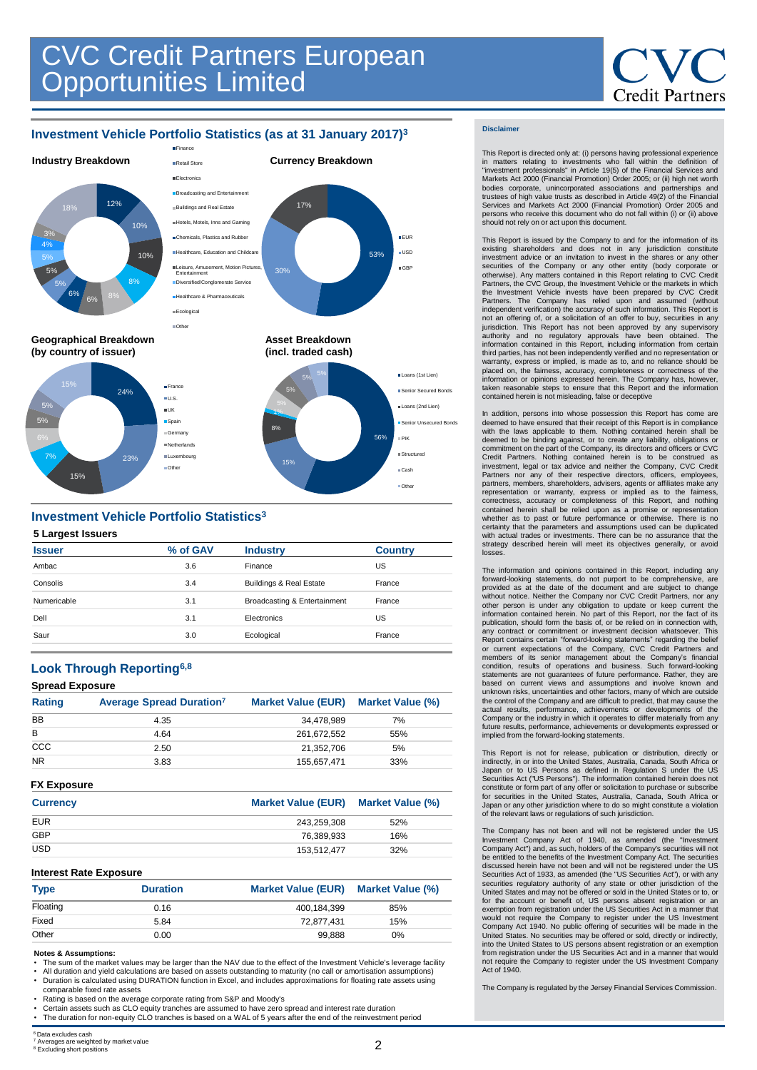# CVC Credit Partners European Opportunities Limited

## Investment Vehicle Portfolio Statistics (as at 31 January 2017)[3]

### Industry Breakdown

12%
10%
10%
8%
8%
6%
6%
5%
5%
5%
4%
3%
18%

Finance
Retail Store
Electronics
Broadcasting and Entertainment
Buildings and Real Estate
Hotels, Motels, Inns and Gaming
Chemicals, Plastics and Rubber
Healthcare, Education and Childcare
Leisure, Amusement, Motion Pictures, Entertainment
Diversified/Conglomerate Service
Healthcare & Pharmaceuticals
Ecological
Other

### Currency Breakdown

53%
30%
17%

EUR
USD
GBP

### Geographical Breakdown (by country of issuer)

24%
23%
15%
7%
6%
5%
5%
15%

France
U.S.
UK
Spain
Germany
Netherlands
Luxembourg
Other

### Asset Breakdown (incl. traded cash)

56%
15%
8%
1%
5%
5%
5%
5%

Loans (1st Lien)
Senior Secured Bonds
Loans (2nd Lien)
Senior Unsecured Bonds
PIK
Structured
Cash
Other

## Investment Vehicle Portfolio Statistics[3]

### 5 Largest Issuers

| Issuer | % of GAV | Industry | Country |
|---|---|---|---|
| Ambac | 3.6 | Finance | US |
| Consolis | 3.4 | Buildings & Real Estate | France |
| Numericable | 3.1 | Broadcasting & Entertainment | France |
| Dell | 3.1 | Electronics | US |
| Saur | 3.0 | Ecological | France |

## Look Through Reporting[6,8]

### Spread Exposure

| Rating | Average Spread Duration[7] | Market Value (EUR) | Market Value (%) |
|---|---|---|---|
| BB | 4.35 | 34,478,989 | 7% |
| B | 4.64 | 261,672,552 | 55% |
| CCC | 2.50 | 21,352,706 | 5% |
| NR | 3.83 | 155,657,471 | 33% |

### FX Exposure

| Currency | Market Value (EUR) | Market Value (%) |
|---|---|---|
| EUR | 243,259,308 | 52% |
| GBP | 76,389,933 | 16% |
| USD | 153,512,477 | 32% |

### Interest Rate Exposure

| Type | Duration | Market Value (EUR) | Market Value (%) |
|---|---|---|---|
| Floating | 0.16 | 400,184,399 | 85% |
| Fixed | 5.84 | 72,877,431 | 15% |
| Other | 0.00 | 99,888 | 0% |

**Notes & Assumptions:**

- The sum of the market values may be larger than the NAV due to the effect of the Investment Vehicle's leverage facility
- All duration and yield calculations are based on assets outstanding to maturity (no call or amortisation assumptions)
- Duration is calculated using DURATION function in Excel, and includes approximations for floating rate assets using comparable fixed rate assets
- Rating is based on the average corporate rating from S&P and Moody's
- Certain assets such as CLO equity tranches are assumed to have zero spread and interest rate duration
- The duration for non-equity CLO tranches is based on a WAL of 5 years after the end of the reinvestment period

[6] Data excludes cash
[7] Averages are weighted by market value
[8] Excluding short positions

### Disclaimer

This Report is directed only at: (i) persons having professional experience in matters relating to investments who fall within the definition of "investment professionals" in Article 19(5) of the Financial Services and Markets Act 2000 (Financial Promotion) Order 2005; or (ii) high net worth bodies corporate, unincorporated associations and partnerships and trustees of high value trusts as described in Article 49(2) of the Financial Services and Markets Act 2000 (Financial Promotion) Order 2005 and persons who receive this document who do not fall within (i) or (ii) above should not rely on or act upon this document.

This Report is issued by the Company to and for the information of its existing shareholders and does not in any jurisdiction constitute investment advice or an invitation to invest in the shares or any other securities of the Company or any other entity (body corporate or otherwise). Any matters contained in this Report relating to CVC Credit Partners, the CVC Group, the Investment Vehicle or the markets in which the Investment Vehicle invests have been prepared by CVC Credit Partners. The Company has relied upon and assumed (without independent verification) the accuracy of such information. This Report is not an offering of, or a solicitation of an offer to buy, securities in any jurisdiction. This Report has not been approved by any supervisory authority and no regulatory approvals have been obtained. The information contained in this Report, including information from certain third parties, has not been independently verified and no representation or warranty, express or implied, is made as to, and no reliance should be placed on, the fairness, accuracy, completeness or correctness of the information or opinions expressed herein. The Company has, however, taken reasonable steps to ensure that this Report and the information contained herein is not misleading, false or deceptive

In addition, persons into whose possession this Report has come are deemed to have ensured that their receipt of this Report is in compliance with the laws applicable to them. Nothing contained herein shall be deemed to be binding against, or to create any liability, obligations or commitment on the part of the Company, its directors and officers or CVC Credit Partners. Nothing contained herein is to be construed as investment, legal or tax advice and neither the Company, CVC Credit Partners nor any of their respective directors, officers, employees, partners, members, shareholders, advisers, agents or affiliates make any representation or warranty, express or implied as to the fairness, correctness, accuracy or completeness of this Report, and nothing contained herein shall be relied upon as a promise or representation whether as to past or future performance or otherwise. There is no certainty that the parameters and assumptions used can be duplicated with actual trades or investments. There can be no assurance that the strategy described herein will meet its objectives generally, or avoid losses.

The information and opinions contained in this Report, including any forward-looking statements, do not purport to be comprehensive, are provided as at the date of the document and are subject to change without notice. Neither the Company nor CVC Credit Partners, nor any other person is under any obligation to update or keep current the information contained herein. No part of this Report, nor the fact of its publication, should form the basis of, or be relied on in connection with, any contract or commitment or investment decision whatsoever. This Report contains certain "forward-looking statements" regarding the belief or current expectations of the Company, CVC Credit Partners and members of its senior management about the Company's financial condition, results of operations and business. Such forward-looking statements are not guarantees of future performance. Rather, they are based on current views and assumptions and involve known and unknown risks, uncertainties and other factors, many of which are outside the control of the Company and are difficult to predict, that may cause the actual results, performance, achievements or developments of the Company or the industry in which it operates to differ materially from any future results, performance, achievements or developments expressed or implied from the forward-looking statements.

This Report is not for release, publication or distribution, directly or indirectly, in or into the United States, Australia, Canada, South Africa or Japan or to US Persons as defined in Regulation S under the US Securities Act ("US Persons"). The information contained herein does not constitute or form part of any offer or solicitation to purchase or subscribe for securities in the United States, Australia, Canada, South Africa or Japan or any other jurisdiction where to do so might constitute a violation of the relevant laws or regulations of such jurisdiction.

The Company has not been and will not be registered under the US Investment Company Act of 1940, as amended (the "Investment Company Act") and, as such, holders of the Company's securities will not be entitled to the benefits of the Investment Company Act. The securities discussed herein have not been and will not be registered under the US Securities Act of 1933, as amended (the "US Securities Act"), or with any securities regulatory authority of any state or other jurisdiction of the United States and may not be offered or sold in the United States or to, or for the account or benefit of, US persons absent registration or an exemption from registration under the US Securities Act in a manner that would not require the Company to register under the US Investment Company Act 1940. No public offering of securities will be made in the United States. No securities may be offered or sold, directly or indirectly, into the United States to US persons absent registration or an exemption from registration under the US Securities Act and in a manner that would not require the Company to register under the US Investment Company Act of 1940.

The Company is regulated by the Jersey Financial Services Commission.